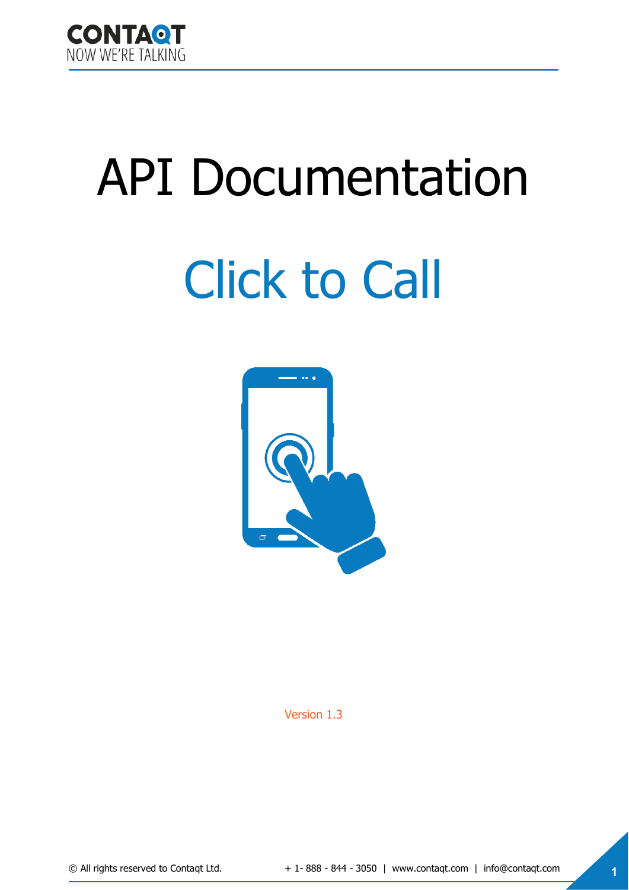# API Documentation

## Click to Call

Version 1.3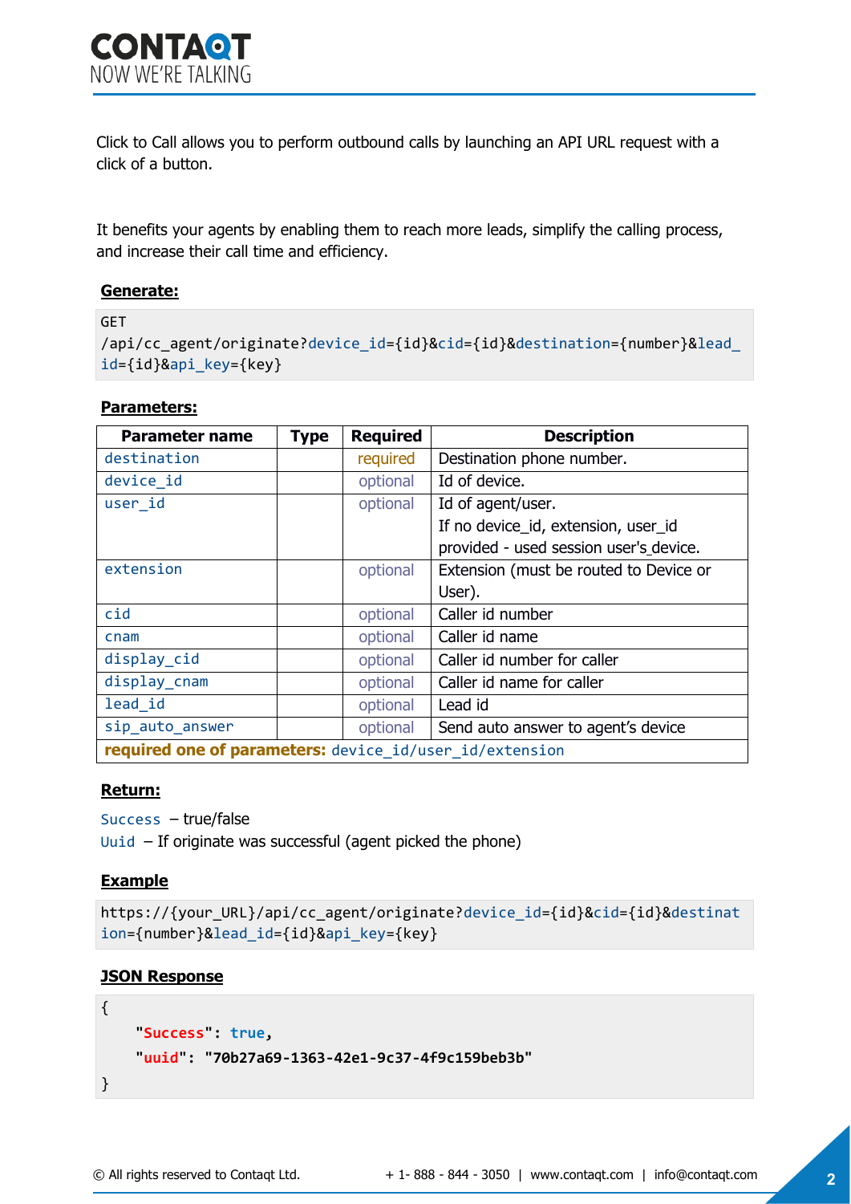Click to Call allows you to perform outbound calls by launching an API URL request with a click of a button.

It benefits your agents by enabling them to reach more leads, simplify the calling process, and increase their call time and efficiency.

**Generate:**

```
GET
/api/cc_agent/originate?device_id={id}&cid={id}&destination={number}&lead_id={id}&api_key={key}
```

**Parameters:**

| Parameter name | Type | Required | Description |
|---|---|---|---|
| destination | | required | Destination phone number. |
| device_id | | optional | Id of device. |
| user_id | | optional | Id of agent/user. If no device_id, extension, user_id provided - used session user's device. |
| extension | | optional | Extension (must be routed to Device or User). |
| cid | | optional | Caller id number |
| cnam | | optional | Caller id name |
| display_cid | | optional | Caller id number for caller |
| display_cnam | | optional | Caller id name for caller |
| lead_id | | optional | Lead id |
| sip_auto_answer | | optional | Send auto answer to agent's device |
| **required one of parameters:** device_id/user_id/extension | | | |

**Return:**

Success – true/false
Uuid – If originate was successful (agent picked the phone)

**Example**

```
https://{your_URL}/api/cc_agent/originate?device_id={id}&cid={id}&destination={number}&lead_id={id}&api_key={key}
```

**JSON Response**

```
{
    "Success": true,
    "uuid": "70b27a69-1363-42e1-9c37-4f9c159beb3b"
}
```